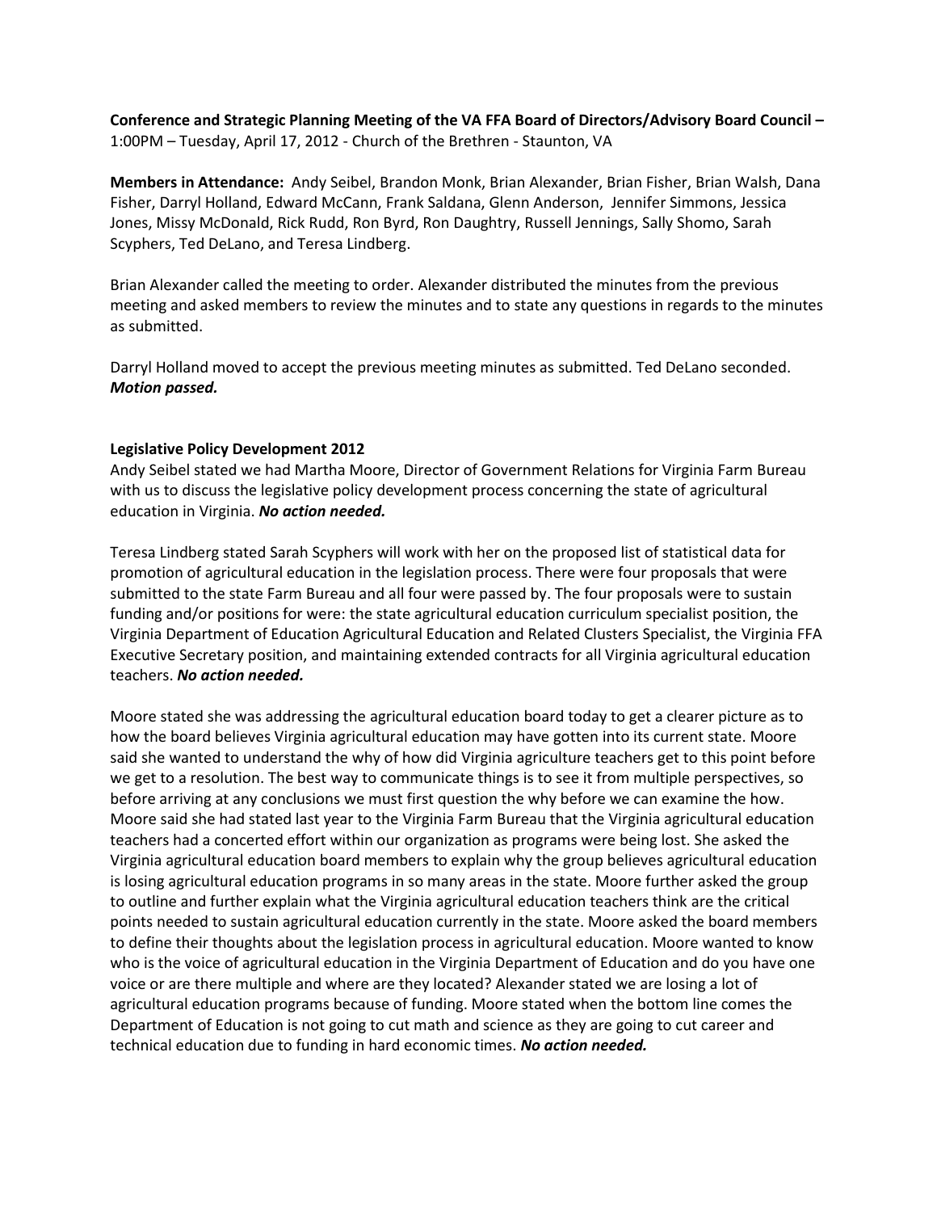**Conference and Strategic Planning Meeting of the VA FFA Board of Directors/Advisory Board Council –** 1:00PM – Tuesday, April 17, 2012 - Church of the Brethren - Staunton, VA

**Members in Attendance:** Andy Seibel, Brandon Monk, Brian Alexander, Brian Fisher, Brian Walsh, Dana Fisher, Darryl Holland, Edward McCann, Frank Saldana, Glenn Anderson, Jennifer Simmons, Jessica Jones, Missy McDonald, Rick Rudd, Ron Byrd, Ron Daughtry, Russell Jennings, Sally Shomo, Sarah Scyphers, Ted DeLano, and Teresa Lindberg.

Brian Alexander called the meeting to order. Alexander distributed the minutes from the previous meeting and asked members to review the minutes and to state any questions in regards to the minutes as submitted.

Darryl Holland moved to accept the previous meeting minutes as submitted. Ted DeLano seconded. ***Motion passed.***

**Legislative Policy Development 2012**

Andy Seibel stated we had Martha Moore, Director of Government Relations for Virginia Farm Bureau with us to discuss the legislative policy development process concerning the state of agricultural education in Virginia. ***No action needed.***

Teresa Lindberg stated Sarah Scyphers will work with her on the proposed list of statistical data for promotion of agricultural education in the legislation process. There were four proposals that were submitted to the state Farm Bureau and all four were passed by. The four proposals were to sustain funding and/or positions for were: the state agricultural education curriculum specialist position, the Virginia Department of Education Agricultural Education and Related Clusters Specialist, the Virginia FFA Executive Secretary position, and maintaining extended contracts for all Virginia agricultural education teachers. ***No action needed.***

Moore stated she was addressing the agricultural education board today to get a clearer picture as to how the board believes Virginia agricultural education may have gotten into its current state. Moore said she wanted to understand the why of how did Virginia agriculture teachers get to this point before we get to a resolution. The best way to communicate things is to see it from multiple perspectives, so before arriving at any conclusions we must first question the why before we can examine the how. Moore said she had stated last year to the Virginia Farm Bureau that the Virginia agricultural education teachers had a concerted effort within our organization as programs were being lost. She asked the Virginia agricultural education board members to explain why the group believes agricultural education is losing agricultural education programs in so many areas in the state. Moore further asked the group to outline and further explain what the Virginia agricultural education teachers think are the critical points needed to sustain agricultural education currently in the state. Moore asked the board members to define their thoughts about the legislation process in agricultural education. Moore wanted to know who is the voice of agricultural education in the Virginia Department of Education and do you have one voice or are there multiple and where are they located? Alexander stated we are losing a lot of agricultural education programs because of funding. Moore stated when the bottom line comes the Department of Education is not going to cut math and science as they are going to cut career and technical education due to funding in hard economic times. ***No action needed.***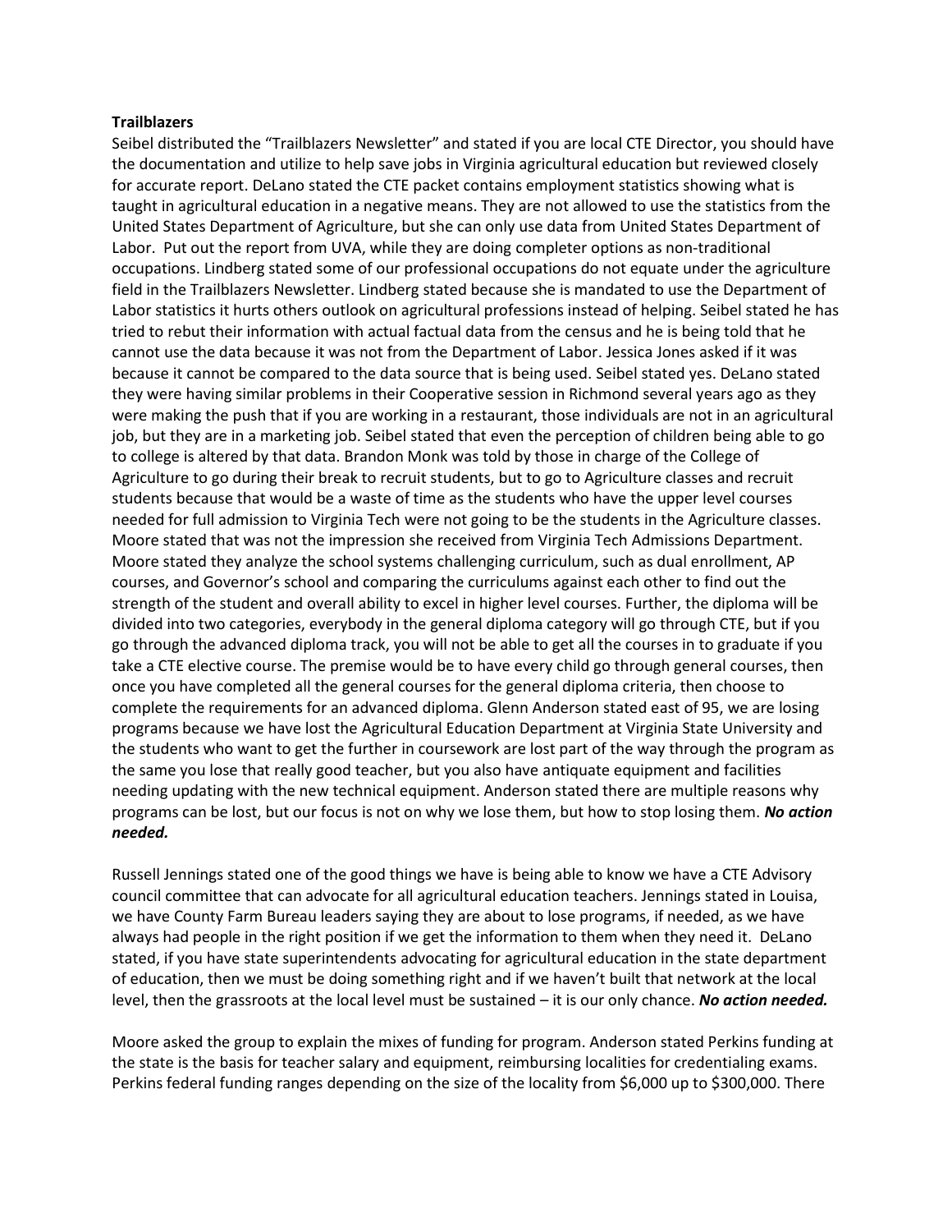**Trailblazers**

Seibel distributed the "Trailblazers Newsletter" and stated if you are local CTE Director, you should have the documentation and utilize to help save jobs in Virginia agricultural education but reviewed closely for accurate report. DeLano stated the CTE packet contains employment statistics showing what is taught in agricultural education in a negative means. They are not allowed to use the statistics from the United States Department of Agriculture, but she can only use data from United States Department of Labor. Put out the report from UVA, while they are doing completer options as non-traditional occupations. Lindberg stated some of our professional occupations do not equate under the agriculture field in the Trailblazers Newsletter. Lindberg stated because she is mandated to use the Department of Labor statistics it hurts others outlook on agricultural professions instead of helping. Seibel stated he has tried to rebut their information with actual factual data from the census and he is being told that he cannot use the data because it was not from the Department of Labor. Jessica Jones asked if it was because it cannot be compared to the data source that is being used. Seibel stated yes. DeLano stated they were having similar problems in their Cooperative session in Richmond several years ago as they were making the push that if you are working in a restaurant, those individuals are not in an agricultural job, but they are in a marketing job. Seibel stated that even the perception of children being able to go to college is altered by that data. Brandon Monk was told by those in charge of the College of Agriculture to go during their break to recruit students, but to go to Agriculture classes and recruit students because that would be a waste of time as the students who have the upper level courses needed for full admission to Virginia Tech were not going to be the students in the Agriculture classes. Moore stated that was not the impression she received from Virginia Tech Admissions Department. Moore stated they analyze the school systems challenging curriculum, such as dual enrollment, AP courses, and Governor's school and comparing the curriculums against each other to find out the strength of the student and overall ability to excel in higher level courses. Further, the diploma will be divided into two categories, everybody in the general diploma category will go through CTE, but if you go through the advanced diploma track, you will not be able to get all the courses in to graduate if you take a CTE elective course. The premise would be to have every child go through general courses, then once you have completed all the general courses for the general diploma criteria, then choose to complete the requirements for an advanced diploma. Glenn Anderson stated east of 95, we are losing programs because we have lost the Agricultural Education Department at Virginia State University and the students who want to get the further in coursework are lost part of the way through the program as the same you lose that really good teacher, but you also have antiquate equipment and facilities needing updating with the new technical equipment. Anderson stated there are multiple reasons why programs can be lost, but our focus is not on why we lose them, but how to stop losing them. ***No action needed.***

Russell Jennings stated one of the good things we have is being able to know we have a CTE Advisory council committee that can advocate for all agricultural education teachers. Jennings stated in Louisa, we have County Farm Bureau leaders saying they are about to lose programs, if needed, as we have always had people in the right position if we get the information to them when they need it. DeLano stated, if you have state superintendents advocating for agricultural education in the state department of education, then we must be doing something right and if we haven't built that network at the local level, then the grassroots at the local level must be sustained – it is our only chance. ***No action needed.***

Moore asked the group to explain the mixes of funding for program. Anderson stated Perkins funding at the state is the basis for teacher salary and equipment, reimbursing localities for credentialing exams. Perkins federal funding ranges depending on the size of the locality from $6,000 up to $300,000. There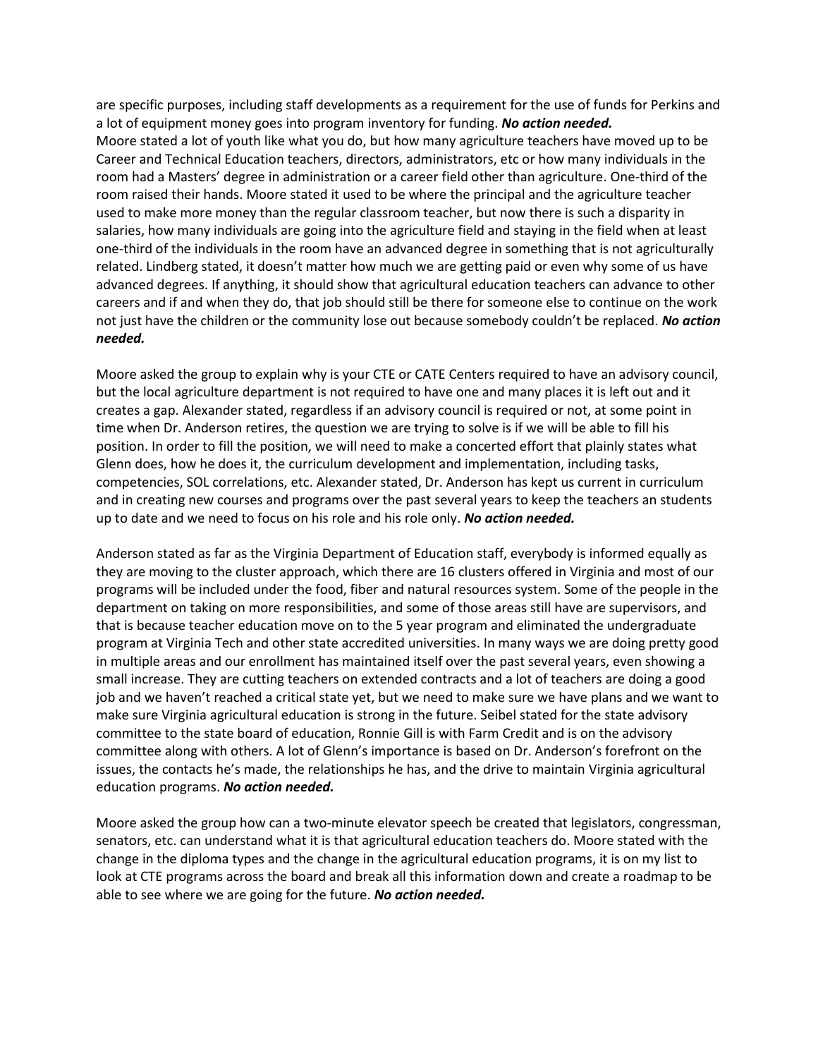are specific purposes, including staff developments as a requirement for the use of funds for Perkins and a lot of equipment money goes into program inventory for funding. ***No action needed.***

Moore stated a lot of youth like what you do, but how many agriculture teachers have moved up to be Career and Technical Education teachers, directors, administrators, etc or how many individuals in the room had a Masters' degree in administration or a career field other than agriculture. One-third of the room raised their hands. Moore stated it used to be where the principal and the agriculture teacher used to make more money than the regular classroom teacher, but now there is such a disparity in salaries, how many individuals are going into the agriculture field and staying in the field when at least one-third of the individuals in the room have an advanced degree in something that is not agriculturally related. Lindberg stated, it doesn't matter how much we are getting paid or even why some of us have advanced degrees. If anything, it should show that agricultural education teachers can advance to other careers and if and when they do, that job should still be there for someone else to continue on the work not just have the children or the community lose out because somebody couldn't be replaced. ***No action needed.***

Moore asked the group to explain why is your CTE or CATE Centers required to have an advisory council, but the local agriculture department is not required to have one and many places it is left out and it creates a gap. Alexander stated, regardless if an advisory council is required or not, at some point in time when Dr. Anderson retires, the question we are trying to solve is if we will be able to fill his position. In order to fill the position, we will need to make a concerted effort that plainly states what Glenn does, how he does it, the curriculum development and implementation, including tasks, competencies, SOL correlations, etc. Alexander stated, Dr. Anderson has kept us current in curriculum and in creating new courses and programs over the past several years to keep the teachers an students up to date and we need to focus on his role and his role only. ***No action needed.***

Anderson stated as far as the Virginia Department of Education staff, everybody is informed equally as they are moving to the cluster approach, which there are 16 clusters offered in Virginia and most of our programs will be included under the food, fiber and natural resources system. Some of the people in the department on taking on more responsibilities, and some of those areas still have are supervisors, and that is because teacher education move on to the 5 year program and eliminated the undergraduate program at Virginia Tech and other state accredited universities. In many ways we are doing pretty good in multiple areas and our enrollment has maintained itself over the past several years, even showing a small increase. They are cutting teachers on extended contracts and a lot of teachers are doing a good job and we haven't reached a critical state yet, but we need to make sure we have plans and we want to make sure Virginia agricultural education is strong in the future. Seibel stated for the state advisory committee to the state board of education, Ronnie Gill is with Farm Credit and is on the advisory committee along with others. A lot of Glenn's importance is based on Dr. Anderson's forefront on the issues, the contacts he's made, the relationships he has, and the drive to maintain Virginia agricultural education programs. ***No action needed.***

Moore asked the group how can a two-minute elevator speech be created that legislators, congressman, senators, etc. can understand what it is that agricultural education teachers do. Moore stated with the change in the diploma types and the change in the agricultural education programs, it is on my list to look at CTE programs across the board and break all this information down and create a roadmap to be able to see where we are going for the future. ***No action needed.***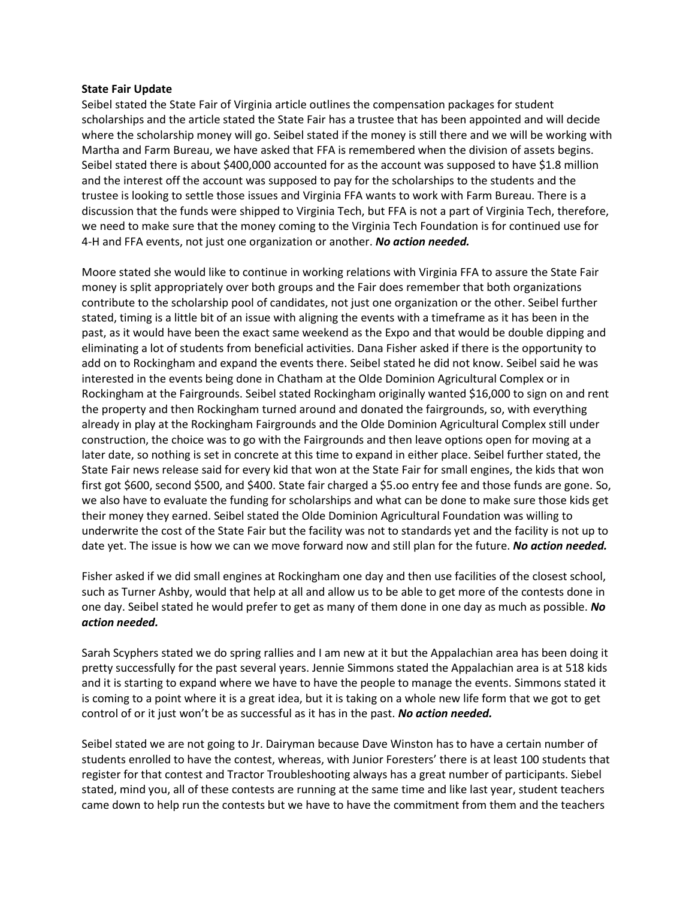**State Fair Update**

Seibel stated the State Fair of Virginia article outlines the compensation packages for student scholarships and the article stated the State Fair has a trustee that has been appointed and will decide where the scholarship money will go. Seibel stated if the money is still there and we will be working with Martha and Farm Bureau, we have asked that FFA is remembered when the division of assets begins. Seibel stated there is about $400,000 accounted for as the account was supposed to have $1.8 million and the interest off the account was supposed to pay for the scholarships to the students and the trustee is looking to settle those issues and Virginia FFA wants to work with Farm Bureau. There is a discussion that the funds were shipped to Virginia Tech, but FFA is not a part of Virginia Tech, therefore, we need to make sure that the money coming to the Virginia Tech Foundation is for continued use for 4-H and FFA events, not just one organization or another. ***No action needed.***

Moore stated she would like to continue in working relations with Virginia FFA to assure the State Fair money is split appropriately over both groups and the Fair does remember that both organizations contribute to the scholarship pool of candidates, not just one organization or the other. Seibel further stated, timing is a little bit of an issue with aligning the events with a timeframe as it has been in the past, as it would have been the exact same weekend as the Expo and that would be double dipping and eliminating a lot of students from beneficial activities. Dana Fisher asked if there is the opportunity to add on to Rockingham and expand the events there. Seibel stated he did not know. Seibel said he was interested in the events being done in Chatham at the Olde Dominion Agricultural Complex or in Rockingham at the Fairgrounds. Seibel stated Rockingham originally wanted $16,000 to sign on and rent the property and then Rockingham turned around and donated the fairgrounds, so, with everything already in play at the Rockingham Fairgrounds and the Olde Dominion Agricultural Complex still under construction, the choice was to go with the Fairgrounds and then leave options open for moving at a later date, so nothing is set in concrete at this time to expand in either place. Seibel further stated, the State Fair news release said for every kid that won at the State Fair for small engines, the kids that won first got $600, second $500, and $400. State fair charged a $5.oo entry fee and those funds are gone. So, we also have to evaluate the funding for scholarships and what can be done to make sure those kids get their money they earned. Seibel stated the Olde Dominion Agricultural Foundation was willing to underwrite the cost of the State Fair but the facility was not to standards yet and the facility is not up to date yet. The issue is how we can we move forward now and still plan for the future. ***No action needed.***

Fisher asked if we did small engines at Rockingham one day and then use facilities of the closest school, such as Turner Ashby, would that help at all and allow us to be able to get more of the contests done in one day. Seibel stated he would prefer to get as many of them done in one day as much as possible. ***No action needed.***

Sarah Scyphers stated we do spring rallies and I am new at it but the Appalachian area has been doing it pretty successfully for the past several years. Jennie Simmons stated the Appalachian area is at 518 kids and it is starting to expand where we have to have the people to manage the events. Simmons stated it is coming to a point where it is a great idea, but it is taking on a whole new life form that we got to get control of or it just won't be as successful as it has in the past. ***No action needed.***

Seibel stated we are not going to Jr. Dairyman because Dave Winston has to have a certain number of students enrolled to have the contest, whereas, with Junior Foresters' there is at least 100 students that register for that contest and Tractor Troubleshooting always has a great number of participants. Siebel stated, mind you, all of these contests are running at the same time and like last year, student teachers came down to help run the contests but we have to have the commitment from them and the teachers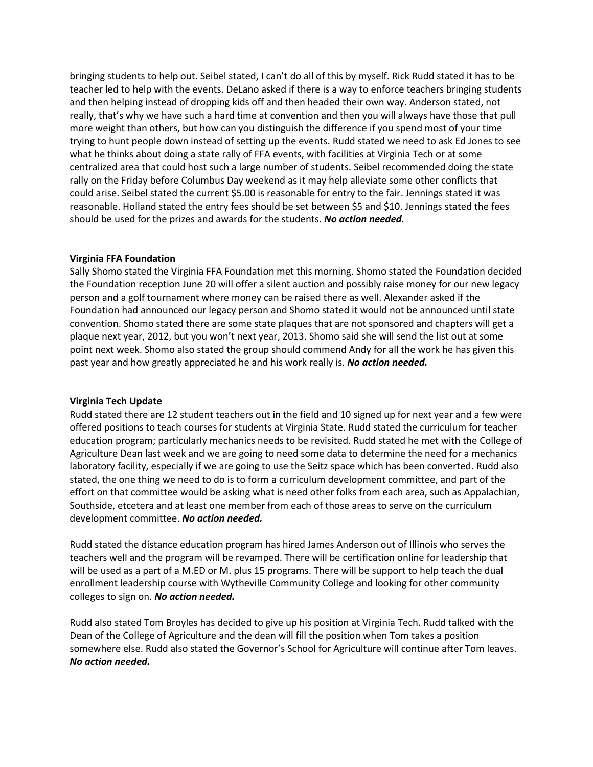bringing students to help out. Seibel stated, I can't do all of this by myself. Rick Rudd stated it has to be teacher led to help with the events. DeLano asked if there is a way to enforce teachers bringing students and then helping instead of dropping kids off and then headed their own way. Anderson stated, not really, that's why we have such a hard time at convention and then you will always have those that pull more weight than others, but how can you distinguish the difference if you spend most of your time trying to hunt people down instead of setting up the events. Rudd stated we need to ask Ed Jones to see what he thinks about doing a state rally of FFA events, with facilities at Virginia Tech or at some centralized area that could host such a large number of students. Seibel recommended doing the state rally on the Friday before Columbus Day weekend as it may help alleviate some other conflicts that could arise. Seibel stated the current $5.00 is reasonable for entry to the fair. Jennings stated it was reasonable. Holland stated the entry fees should be set between $5 and $10. Jennings stated the fees should be used for the prizes and awards for the students. ***No action needed.***

**Virginia FFA Foundation**

Sally Shomo stated the Virginia FFA Foundation met this morning. Shomo stated the Foundation decided the Foundation reception June 20 will offer a silent auction and possibly raise money for our new legacy person and a golf tournament where money can be raised there as well. Alexander asked if the Foundation had announced our legacy person and Shomo stated it would not be announced until state convention. Shomo stated there are some state plaques that are not sponsored and chapters will get a plaque next year, 2012, but you won't next year, 2013. Shomo said she will send the list out at some point next week. Shomo also stated the group should commend Andy for all the work he has given this past year and how greatly appreciated he and his work really is. ***No action needed.***

**Virginia Tech Update**

Rudd stated there are 12 student teachers out in the field and 10 signed up for next year and a few were offered positions to teach courses for students at Virginia State. Rudd stated the curriculum for teacher education program; particularly mechanics needs to be revisited. Rudd stated he met with the College of Agriculture Dean last week and we are going to need some data to determine the need for a mechanics laboratory facility, especially if we are going to use the Seitz space which has been converted. Rudd also stated, the one thing we need to do is to form a curriculum development committee, and part of the effort on that committee would be asking what is need other folks from each area, such as Appalachian, Southside, etcetera and at least one member from each of those areas to serve on the curriculum development committee. ***No action needed.***

Rudd stated the distance education program has hired James Anderson out of Illinois who serves the teachers well and the program will be revamped. There will be certification online for leadership that will be used as a part of a M.ED or M. plus 15 programs. There will be support to help teach the dual enrollment leadership course with Wytheville Community College and looking for other community colleges to sign on. ***No action needed.***

Rudd also stated Tom Broyles has decided to give up his position at Virginia Tech. Rudd talked with the Dean of the College of Agriculture and the dean will fill the position when Tom takes a position somewhere else. Rudd also stated the Governor's School for Agriculture will continue after Tom leaves. ***No action needed.***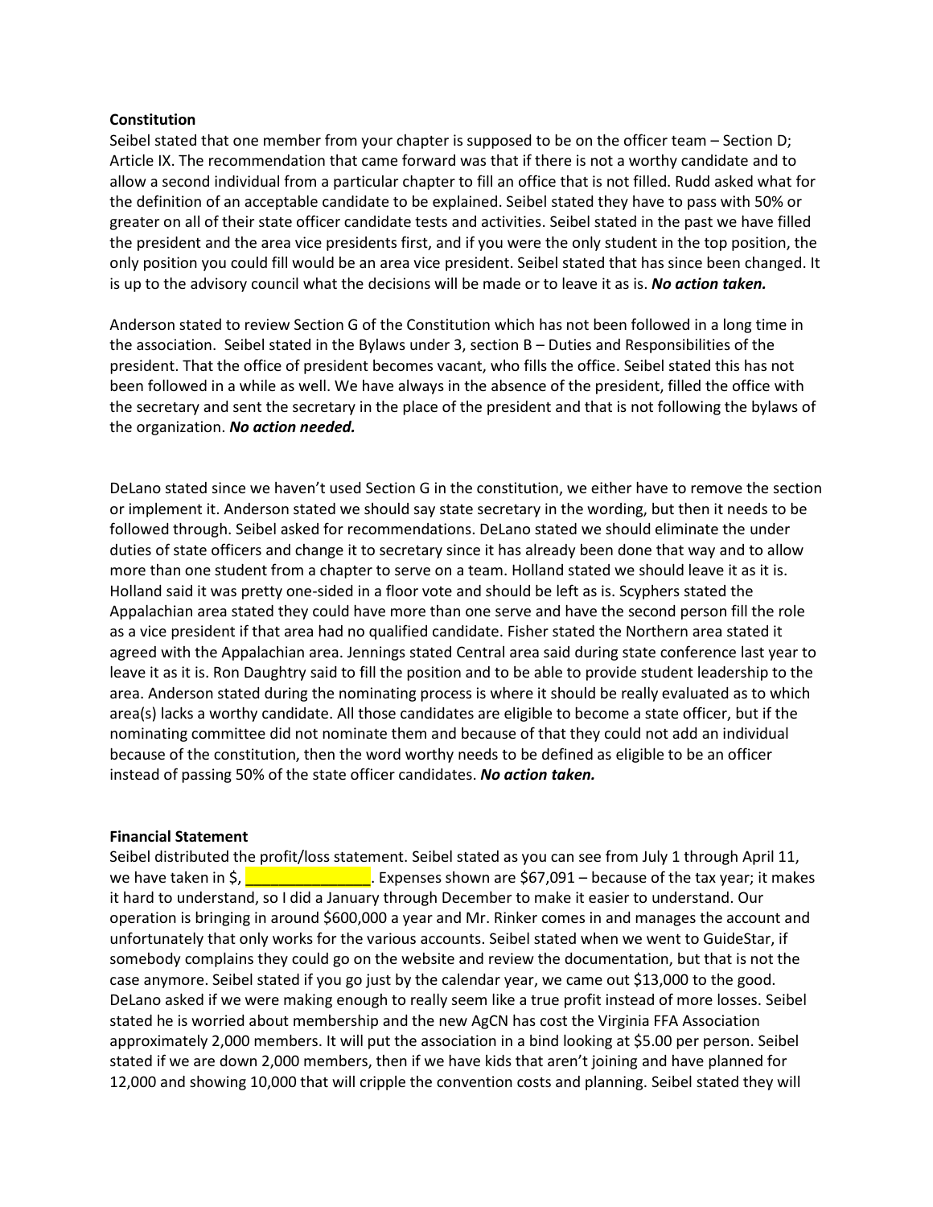**Constitution**

Seibel stated that one member from your chapter is supposed to be on the officer team – Section D; Article IX. The recommendation that came forward was that if there is not a worthy candidate and to allow a second individual from a particular chapter to fill an office that is not filled. Rudd asked what for the definition of an acceptable candidate to be explained. Seibel stated they have to pass with 50% or greater on all of their state officer candidate tests and activities. Seibel stated in the past we have filled the president and the area vice presidents first, and if you were the only student in the top position, the only position you could fill would be an area vice president. Seibel stated that has since been changed. It is up to the advisory council what the decisions will be made or to leave it as is. ***No action taken.***

Anderson stated to review Section G of the Constitution which has not been followed in a long time in the association. Seibel stated in the Bylaws under 3, section B – Duties and Responsibilities of the president. That the office of president becomes vacant, who fills the office. Seibel stated this has not been followed in a while as well. We have always in the absence of the president, filled the office with the secretary and sent the secretary in the place of the president and that is not following the bylaws of the organization. ***No action needed.***

DeLano stated since we haven't used Section G in the constitution, we either have to remove the section or implement it. Anderson stated we should say state secretary in the wording, but then it needs to be followed through. Seibel asked for recommendations. DeLano stated we should eliminate the under duties of state officers and change it to secretary since it has already been done that way and to allow more than one student from a chapter to serve on a team. Holland stated we should leave it as it is. Holland said it was pretty one-sided in a floor vote and should be left as is. Scyphers stated the Appalachian area stated they could have more than one serve and have the second person fill the role as a vice president if that area had no qualified candidate. Fisher stated the Northern area stated it agreed with the Appalachian area. Jennings stated Central area said during state conference last year to leave it as it is. Ron Daughtry said to fill the position and to be able to provide student leadership to the area. Anderson stated during the nominating process is where it should be really evaluated as to which area(s) lacks a worthy candidate. All those candidates are eligible to become a state officer, but if the nominating committee did not nominate them and because of that they could not add an individual because of the constitution, then the word worthy needs to be defined as eligible to be an officer instead of passing 50% of the state officer candidates. ***No action taken.***

**Financial Statement**

Seibel distributed the profit/loss statement. Seibel stated as you can see from July 1 through April 11, we have taken in $, _______________. Expenses shown are $67,091 – because of the tax year; it makes it hard to understand, so I did a January through December to make it easier to understand. Our operation is bringing in around $600,000 a year and Mr. Rinker comes in and manages the account and unfortunately that only works for the various accounts. Seibel stated when we went to GuideStar, if somebody complains they could go on the website and review the documentation, but that is not the case anymore. Seibel stated if you go just by the calendar year, we came out $13,000 to the good. DeLano asked if we were making enough to really seem like a true profit instead of more losses. Seibel stated he is worried about membership and the new AgCN has cost the Virginia FFA Association approximately 2,000 members. It will put the association in a bind looking at $5.00 per person. Seibel stated if we are down 2,000 members, then if we have kids that aren't joining and have planned for 12,000 and showing 10,000 that will cripple the convention costs and planning. Seibel stated they will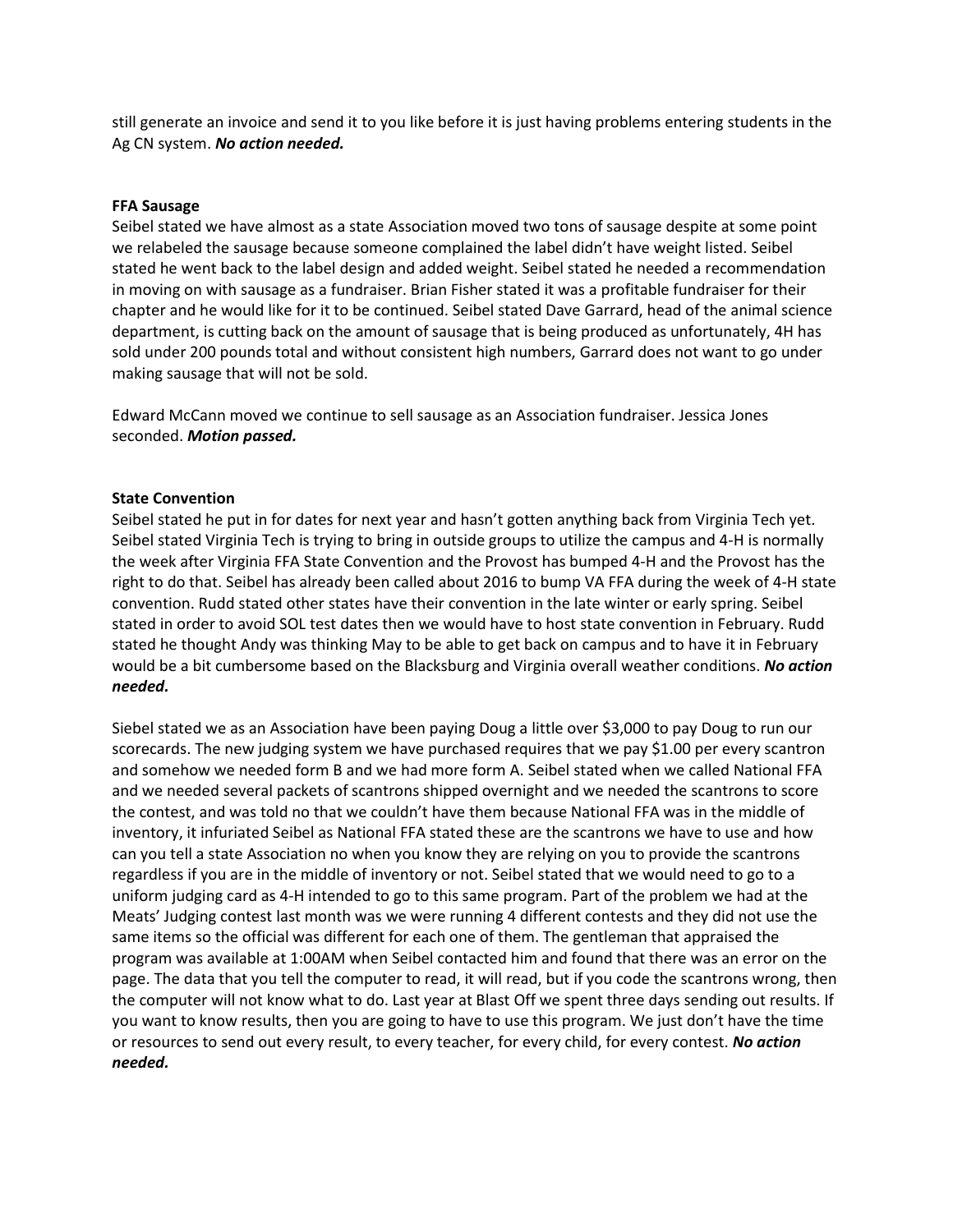still generate an invoice and send it to you like before it is just having problems entering students in the Ag CN system. ***No action needed.***

**FFA Sausage**

Seibel stated we have almost as a state Association moved two tons of sausage despite at some point we relabeled the sausage because someone complained the label didn't have weight listed. Seibel stated he went back to the label design and added weight. Seibel stated he needed a recommendation in moving on with sausage as a fundraiser. Brian Fisher stated it was a profitable fundraiser for their chapter and he would like for it to be continued. Seibel stated Dave Garrard, head of the animal science department, is cutting back on the amount of sausage that is being produced as unfortunately, 4H has sold under 200 pounds total and without consistent high numbers, Garrard does not want to go under making sausage that will not be sold.

Edward McCann moved we continue to sell sausage as an Association fundraiser. Jessica Jones seconded. ***Motion passed.***

**State Convention**

Seibel stated he put in for dates for next year and hasn't gotten anything back from Virginia Tech yet. Seibel stated Virginia Tech is trying to bring in outside groups to utilize the campus and 4-H is normally the week after Virginia FFA State Convention and the Provost has bumped 4-H and the Provost has the right to do that. Seibel has already been called about 2016 to bump VA FFA during the week of 4-H state convention. Rudd stated other states have their convention in the late winter or early spring. Seibel stated in order to avoid SOL test dates then we would have to host state convention in February. Rudd stated he thought Andy was thinking May to be able to get back on campus and to have it in February would be a bit cumbersome based on the Blacksburg and Virginia overall weather conditions. ***No action needed.***

Siebel stated we as an Association have been paying Doug a little over $3,000 to pay Doug to run our scorecards. The new judging system we have purchased requires that we pay $1.00 per every scantron and somehow we needed form B and we had more form A. Seibel stated when we called National FFA and we needed several packets of scantrons shipped overnight and we needed the scantrons to score the contest, and was told no that we couldn't have them because National FFA was in the middle of inventory, it infuriated Seibel as National FFA stated these are the scantrons we have to use and how can you tell a state Association no when you know they are relying on you to provide the scantrons regardless if you are in the middle of inventory or not. Seibel stated that we would need to go to a uniform judging card as 4-H intended to go to this same program. Part of the problem we had at the Meats' Judging contest last month was we were running 4 different contests and they did not use the same items so the official was different for each one of them. The gentleman that appraised the program was available at 1:00AM when Seibel contacted him and found that there was an error on the page. The data that you tell the computer to read, it will read, but if you code the scantrons wrong, then the computer will not know what to do. Last year at Blast Off we spent three days sending out results. If you want to know results, then you are going to have to use this program. We just don't have the time or resources to send out every result, to every teacher, for every child, for every contest. ***No action needed.***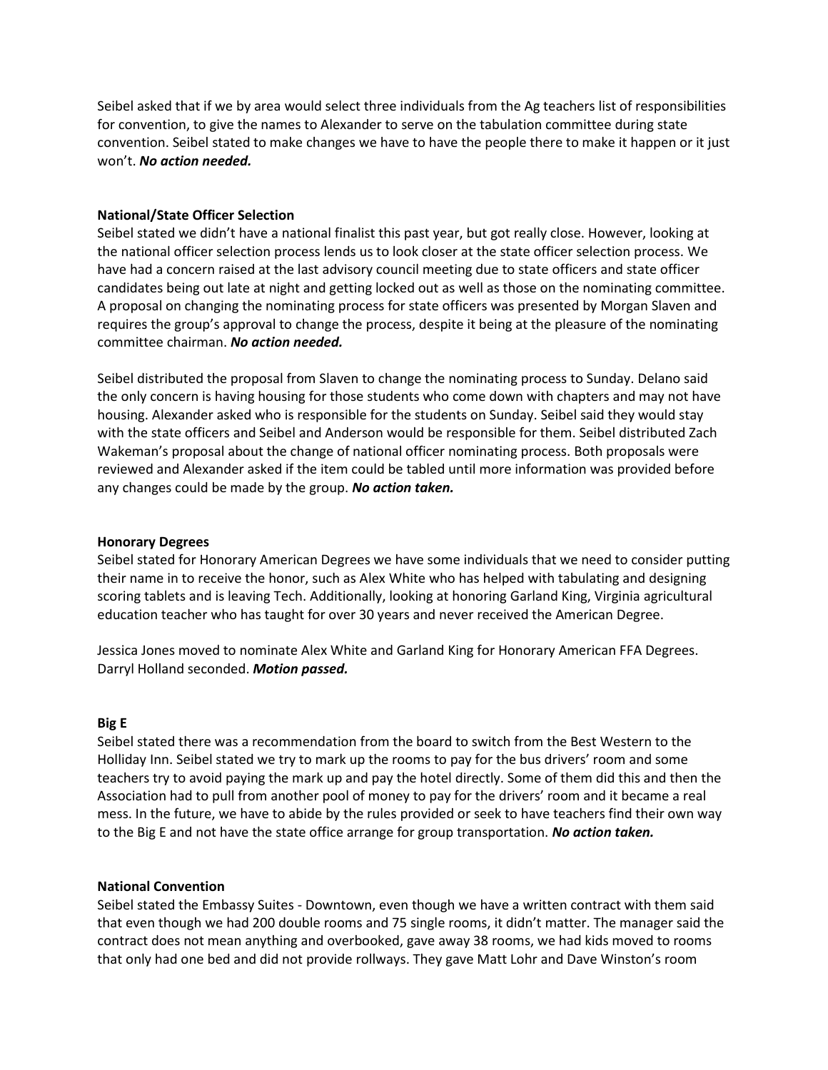Seibel asked that if we by area would select three individuals from the Ag teachers list of responsibilities for convention, to give the names to Alexander to serve on the tabulation committee during state convention. Seibel stated to make changes we have to have the people there to make it happen or it just won't. ***No action needed.***

**National/State Officer Selection**
Seibel stated we didn't have a national finalist this past year, but got really close. However, looking at the national officer selection process lends us to look closer at the state officer selection process. We have had a concern raised at the last advisory council meeting due to state officers and state officer candidates being out late at night and getting locked out as well as those on the nominating committee. A proposal on changing the nominating process for state officers was presented by Morgan Slaven and requires the group's approval to change the process, despite it being at the pleasure of the nominating committee chairman. ***No action needed.***

Seibel distributed the proposal from Slaven to change the nominating process to Sunday. Delano said the only concern is having housing for those students who come down with chapters and may not have housing. Alexander asked who is responsible for the students on Sunday. Seibel said they would stay with the state officers and Seibel and Anderson would be responsible for them. Seibel distributed Zach Wakeman's proposal about the change of national officer nominating process. Both proposals were reviewed and Alexander asked if the item could be tabled until more information was provided before any changes could be made by the group. ***No action taken.***

**Honorary Degrees**
Seibel stated for Honorary American Degrees we have some individuals that we need to consider putting their name in to receive the honor, such as Alex White who has helped with tabulating and designing scoring tablets and is leaving Tech. Additionally, looking at honoring Garland King, Virginia agricultural education teacher who has taught for over 30 years and never received the American Degree.

Jessica Jones moved to nominate Alex White and Garland King for Honorary American FFA Degrees. Darryl Holland seconded. ***Motion passed.***

**Big E**
Seibel stated there was a recommendation from the board to switch from the Best Western to the Holliday Inn. Seibel stated we try to mark up the rooms to pay for the bus drivers' room and some teachers try to avoid paying the mark up and pay the hotel directly. Some of them did this and then the Association had to pull from another pool of money to pay for the drivers' room and it became a real mess. In the future, we have to abide by the rules provided or seek to have teachers find their own way to the Big E and not have the state office arrange for group transportation. ***No action taken.***

**National Convention**
Seibel stated the Embassy Suites - Downtown, even though we have a written contract with them said that even though we had 200 double rooms and 75 single rooms, it didn't matter. The manager said the contract does not mean anything and overbooked, gave away 38 rooms, we had kids moved to rooms that only had one bed and did not provide rollways. They gave Matt Lohr and Dave Winston's room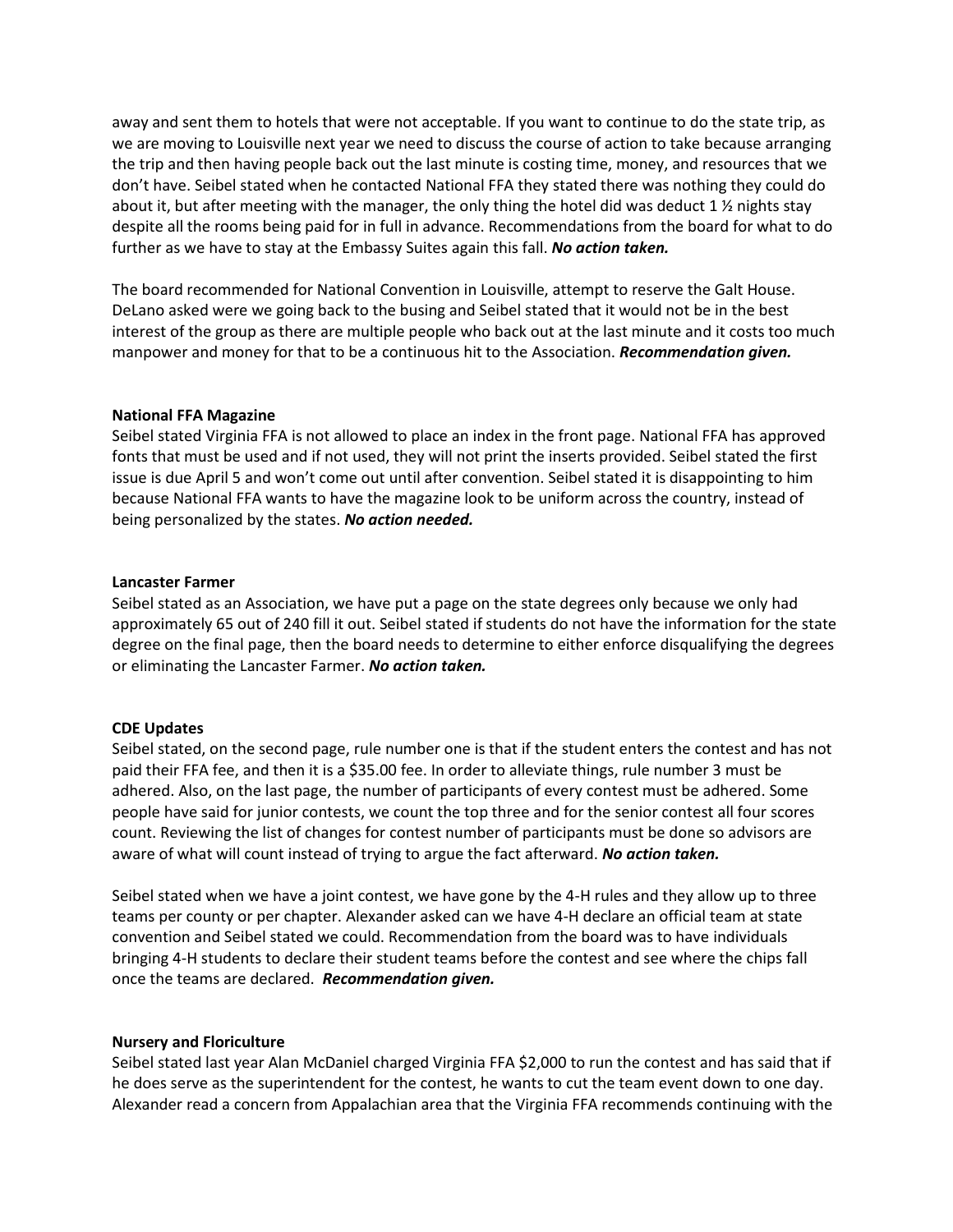away and sent them to hotels that were not acceptable. If you want to continue to do the state trip, as we are moving to Louisville next year we need to discuss the course of action to take because arranging the trip and then having people back out the last minute is costing time, money, and resources that we don't have. Seibel stated when he contacted National FFA they stated there was nothing they could do about it, but after meeting with the manager, the only thing the hotel did was deduct 1 ½ nights stay despite all the rooms being paid for in full in advance. Recommendations from the board for what to do further as we have to stay at the Embassy Suites again this fall. ***No action taken.***

The board recommended for National Convention in Louisville, attempt to reserve the Galt House. DeLano asked were we going back to the busing and Seibel stated that it would not be in the best interest of the group as there are multiple people who back out at the last minute and it costs too much manpower and money for that to be a continuous hit to the Association. ***Recommendation given.***

**National FFA Magazine**
Seibel stated Virginia FFA is not allowed to place an index in the front page. National FFA has approved fonts that must be used and if not used, they will not print the inserts provided. Seibel stated the first issue is due April 5 and won't come out until after convention. Seibel stated it is disappointing to him because National FFA wants to have the magazine look to be uniform across the country, instead of being personalized by the states. ***No action needed.***

**Lancaster Farmer**
Seibel stated as an Association, we have put a page on the state degrees only because we only had approximately 65 out of 240 fill it out. Seibel stated if students do not have the information for the state degree on the final page, then the board needs to determine to either enforce disqualifying the degrees or eliminating the Lancaster Farmer. ***No action taken.***

**CDE Updates**
Seibel stated, on the second page, rule number one is that if the student enters the contest and has not paid their FFA fee, and then it is a $35.00 fee. In order to alleviate things, rule number 3 must be adhered. Also, on the last page, the number of participants of every contest must be adhered. Some people have said for junior contests, we count the top three and for the senior contest all four scores count. Reviewing the list of changes for contest number of participants must be done so advisors are aware of what will count instead of trying to argue the fact afterward. ***No action taken.***

Seibel stated when we have a joint contest, we have gone by the 4-H rules and they allow up to three teams per county or per chapter. Alexander asked can we have 4-H declare an official team at state convention and Seibel stated we could. Recommendation from the board was to have individuals bringing 4-H students to declare their student teams before the contest and see where the chips fall once the teams are declared. ***Recommendation given.***

**Nursery and Floriculture**
Seibel stated last year Alan McDaniel charged Virginia FFA $2,000 to run the contest and has said that if he does serve as the superintendent for the contest, he wants to cut the team event down to one day. Alexander read a concern from Appalachian area that the Virginia FFA recommends continuing with the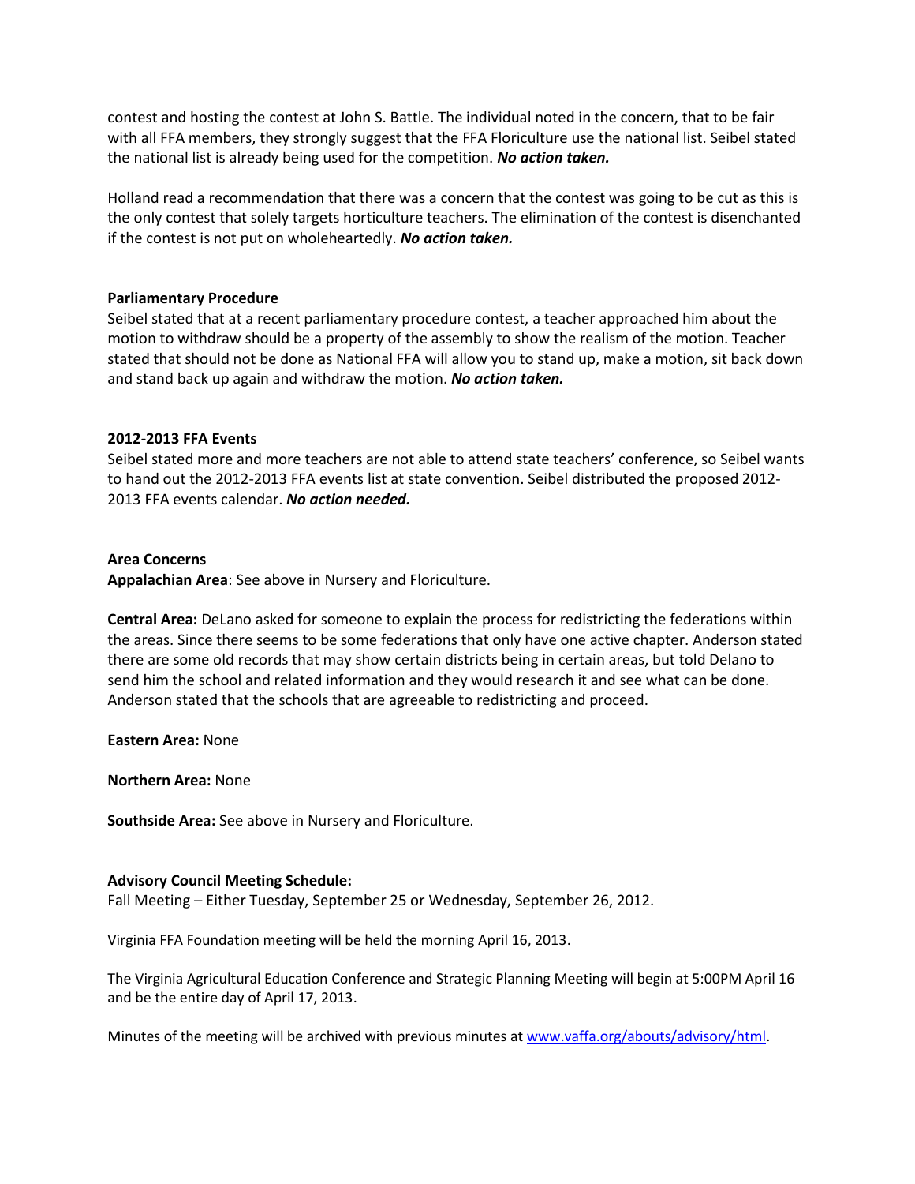contest and hosting the contest at John S. Battle. The individual noted in the concern, that to be fair with all FFA members, they strongly suggest that the FFA Floriculture use the national list. Seibel stated the national list is already being used for the competition. ***No action taken.***

Holland read a recommendation that there was a concern that the contest was going to be cut as this is the only contest that solely targets horticulture teachers. The elimination of the contest is disenchanted if the contest is not put on wholeheartedly. ***No action taken.***

**Parliamentary Procedure**
Seibel stated that at a recent parliamentary procedure contest, a teacher approached him about the motion to withdraw should be a property of the assembly to show the realism of the motion. Teacher stated that should not be done as National FFA will allow you to stand up, make a motion, sit back down and stand back up again and withdraw the motion. ***No action taken.***

**2012-2013 FFA Events**
Seibel stated more and more teachers are not able to attend state teachers' conference, so Seibel wants to hand out the 2012-2013 FFA events list at state convention. Seibel distributed the proposed 2012-2013 FFA events calendar. ***No action needed.***

**Area Concerns**
**Appalachian Area**: See above in Nursery and Floriculture.

**Central Area:** DeLano asked for someone to explain the process for redistricting the federations within the areas. Since there seems to be some federations that only have one active chapter. Anderson stated there are some old records that may show certain districts being in certain areas, but told Delano to send him the school and related information and they would research it and see what can be done. Anderson stated that the schools that are agreeable to redistricting and proceed.

**Eastern Area:** None

**Northern Area:** None

**Southside Area:** See above in Nursery and Floriculture.

**Advisory Council Meeting Schedule:**
Fall Meeting – Either Tuesday, September 25 or Wednesday, September 26, 2012.

Virginia FFA Foundation meeting will be held the morning April 16, 2013.

The Virginia Agricultural Education Conference and Strategic Planning Meeting will begin at 5:00PM April 16 and be the entire day of April 17, 2013.

Minutes of the meeting will be archived with previous minutes at [www.vaffa.org/abouts/advisory/html](www.vaffa.org/abouts/advisory/html).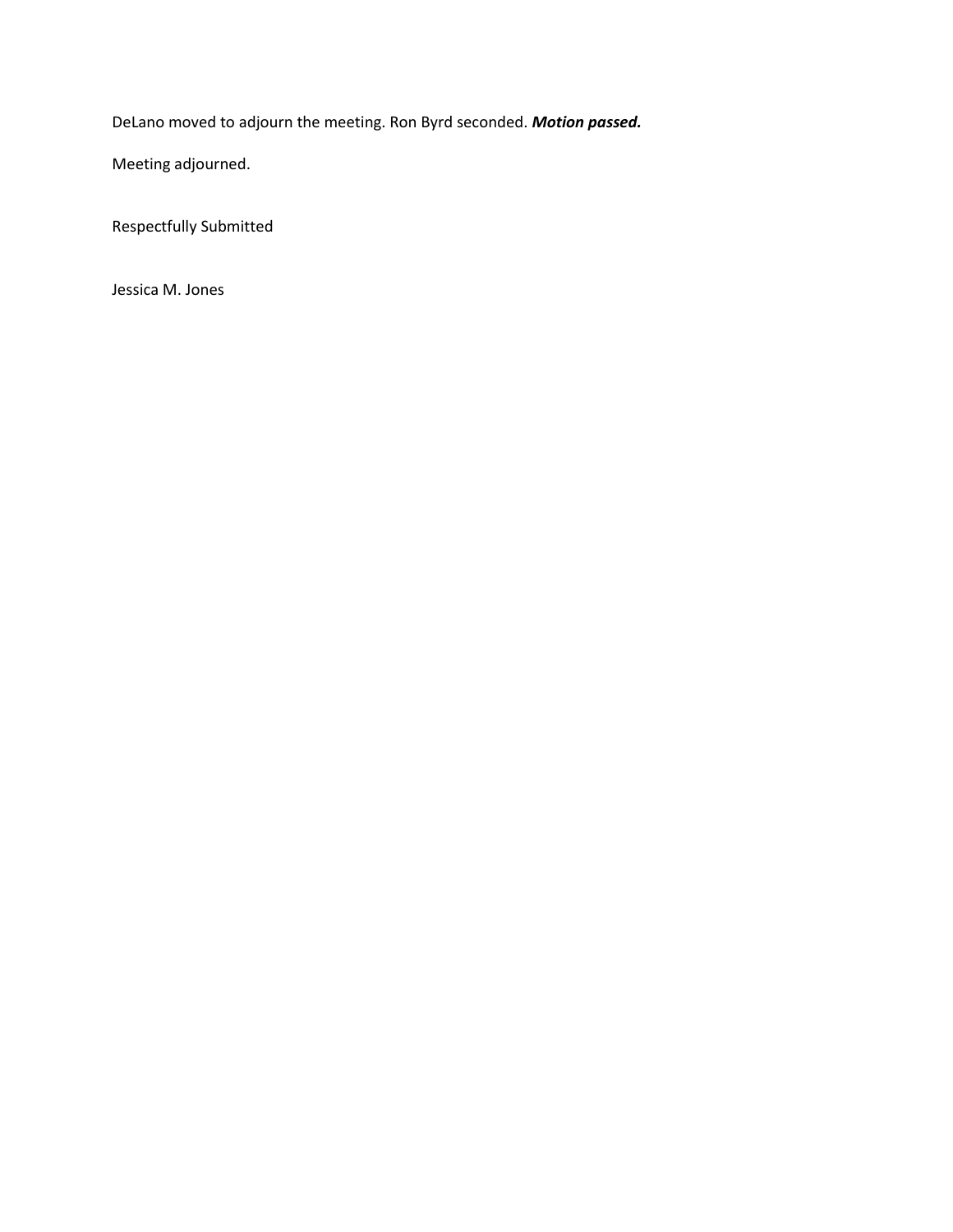DeLano moved to adjourn the meeting. Ron Byrd seconded. ***Motion passed.***

Meeting adjourned.

Respectfully Submitted

Jessica M. Jones